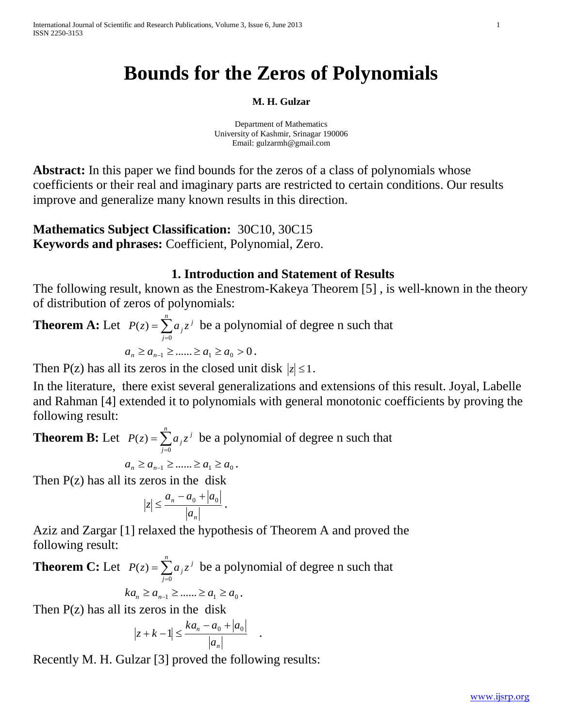# Bounds for the Zeros of Polynomials

**M. H. Gulzar**

Department of Mathematics
University of Kashmir, Srinagar 190006
Email: gulzarmh@gmail.com

**Abstract:** In this paper we find bounds for the zeros of a class of polynomials whose coefficients or their real and imaginary parts are restricted to certain conditions. Our results improve and generalize many known results in this direction.

**Mathematics Subject Classification:** 30C10, 30C15
**Keywords and phrases:** Coefficient, Polynomial, Zero.

## 1. Introduction and Statement of Results

The following result, known as the Enestrom-Kakeya Theorem [5] , is well-known in the theory of distribution of zeros of polynomials:

**Theorem A:** Let $P(z) = \sum_{j=0}^{n} a_j z^j$ be a polynomial of degree n such that

$$a_n \ge a_{n-1} \ge ...... \ge a_1 \ge a_0 > 0 .$$

Then P(z) has all its zeros in the closed unit disk $|z| \le 1$.

In the literature, there exist several generalizations and extensions of this result. Joyal, Labelle and Rahman [4] extended it to polynomials with general monotonic coefficients by proving the following result:

**Theorem B:** Let $P(z) = \sum_{j=0}^{n} a_j z^j$ be a polynomial of degree n such that

$$a_n \ge a_{n-1} \ge ...... \ge a_1 \ge a_0 .$$

Then P(z) has all its zeros in the disk

$$|z| \le \frac{a_n - a_0 + |a_0|}{|a_n|} .$$

Aziz and Zargar [1] relaxed the hypothesis of Theorem A and proved the following result:

**Theorem C:** Let $P(z) = \sum_{j=0}^{n} a_j z^j$ be a polynomial of degree n such that

$$ka_n \ge a_{n-1} \ge ...... \ge a_1 \ge a_0 .$$

Then P(z) has all its zeros in the disk

$$|z + k - 1| \le \frac{ka_n - a_0 + |a_0|}{|a_n|} .$$

Recently M. H. Gulzar [3] proved the following results: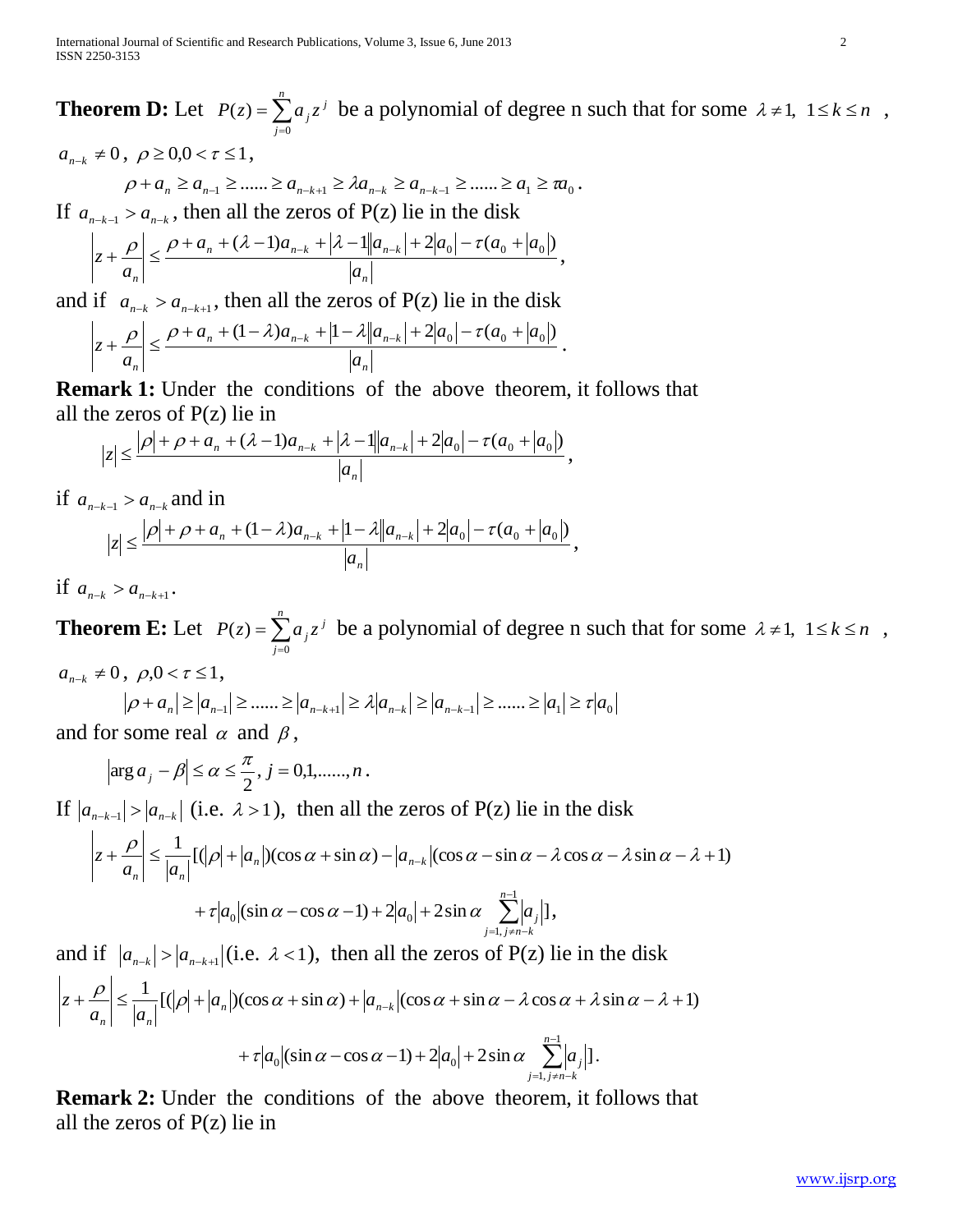**Theorem D:** Let $P(z)=\sum_{j=0}^{n} a_j z^j$ be a polynomial of degree n such that for some $\lambda \neq 1,\ 1 \le k \le n$ , $a_{n-k} \neq 0$, $\rho \ge 0, 0 < \tau \le 1$,

$$\rho + a_n \ge a_{n-1} \ge ...... \ge a_{n-k+1} \ge \lambda a_{n-k} \ge a_{n-k-1} \ge ...... \ge a_1 \ge \tau a_0 .$$

If $a_{n-k-1} > a_{n-k}$, then all the zeros of P(z) lie in the disk

$$\left| z + \frac{\rho}{a_n} \right| \le \frac{\rho + a_n + (\lambda - 1)a_{n-k} + |\lambda - 1||a_{n-k}| + 2|a_0| - \tau(a_0 + |a_0|)}{|a_n|},$$

and if $a_{n-k} > a_{n-k+1}$, then all the zeros of P(z) lie in the disk

$$\left| z + \frac{\rho}{a_n} \right| \le \frac{\rho + a_n + (1 - \lambda)a_{n-k} + |1 - \lambda||a_{n-k}| + 2|a_0| - \tau(a_0 + |a_0|)}{|a_n|}.$$

**Remark 1:** Under the conditions of the above theorem, it follows that all the zeros of P(z) lie in

$$|z| \le \frac{|\rho| + \rho + a_n + (\lambda - 1)a_{n-k} + |\lambda - 1||a_{n-k}| + 2|a_0| - \tau(a_0 + |a_0|)}{|a_n|},$$

if $a_{n-k-1} > a_{n-k}$ and in

$$|z| \le \frac{|\rho| + \rho + a_n + (1 - \lambda)a_{n-k} + |1 - \lambda||a_{n-k}| + 2|a_0| - \tau(a_0 + |a_0|)}{|a_n|},$$

if $a_{n-k} > a_{n-k+1}$.

**Theorem E:** Let $P(z)=\sum_{j=0}^{n} a_j z^j$ be a polynomial of degree n such that for some $\lambda \neq 1,\ 1 \le k \le n$ , $a_{n-k} \neq 0$, $\rho, 0 < \tau \le 1$,

$$|\rho + a_n| \ge |a_{n-1}| \ge ...... \ge |a_{n-k+1}| \ge \lambda |a_{n-k}| \ge |a_{n-k-1}| \ge ...... \ge |a_1| \ge \tau |a_0|$$

and for some real $\alpha$ and $\beta$,

$$|\arg a_j - \beta| \le \alpha \le \frac{\pi}{2}, j = 0,1,......,n .$$

If $|a_{n-k-1}| > |a_{n-k}|$ (i.e. $\lambda > 1$), then all the zeros of P(z) lie in the disk

$$\left| z + \frac{\rho}{a_n} \right| \le \frac{1}{|a_n|}[(|\rho| + |a_n|)(\cos\alpha + \sin\alpha) - |a_{n-k}|(\cos\alpha - \sin\alpha - \lambda\cos\alpha - \lambda\sin\alpha - \lambda + 1)$$
$$+ \tau|a_0|(\sin\alpha - \cos\alpha - 1) + 2|a_0| + 2\sin\alpha \sum_{j=1, j\neq n-k}^{n-1} |a_j|],$$

and if $|a_{n-k}| > |a_{n-k+1}|$ (i.e. $\lambda < 1$), then all the zeros of P(z) lie in the disk

$$\left| z + \frac{\rho}{a_n} \right| \le \frac{1}{|a_n|}[(|\rho| + |a_n|)(\cos\alpha + \sin\alpha) + |a_{n-k}|(\cos\alpha + \sin\alpha - \lambda\cos\alpha + \lambda\sin\alpha - \lambda + 1)$$
$$+ \tau|a_0|(\sin\alpha - \cos\alpha - 1) + 2|a_0| + 2\sin\alpha \sum_{j=1, j\neq n-k}^{n-1} |a_j|].$$

**Remark 2:** Under the conditions of the above theorem, it follows that all the zeros of P(z) lie in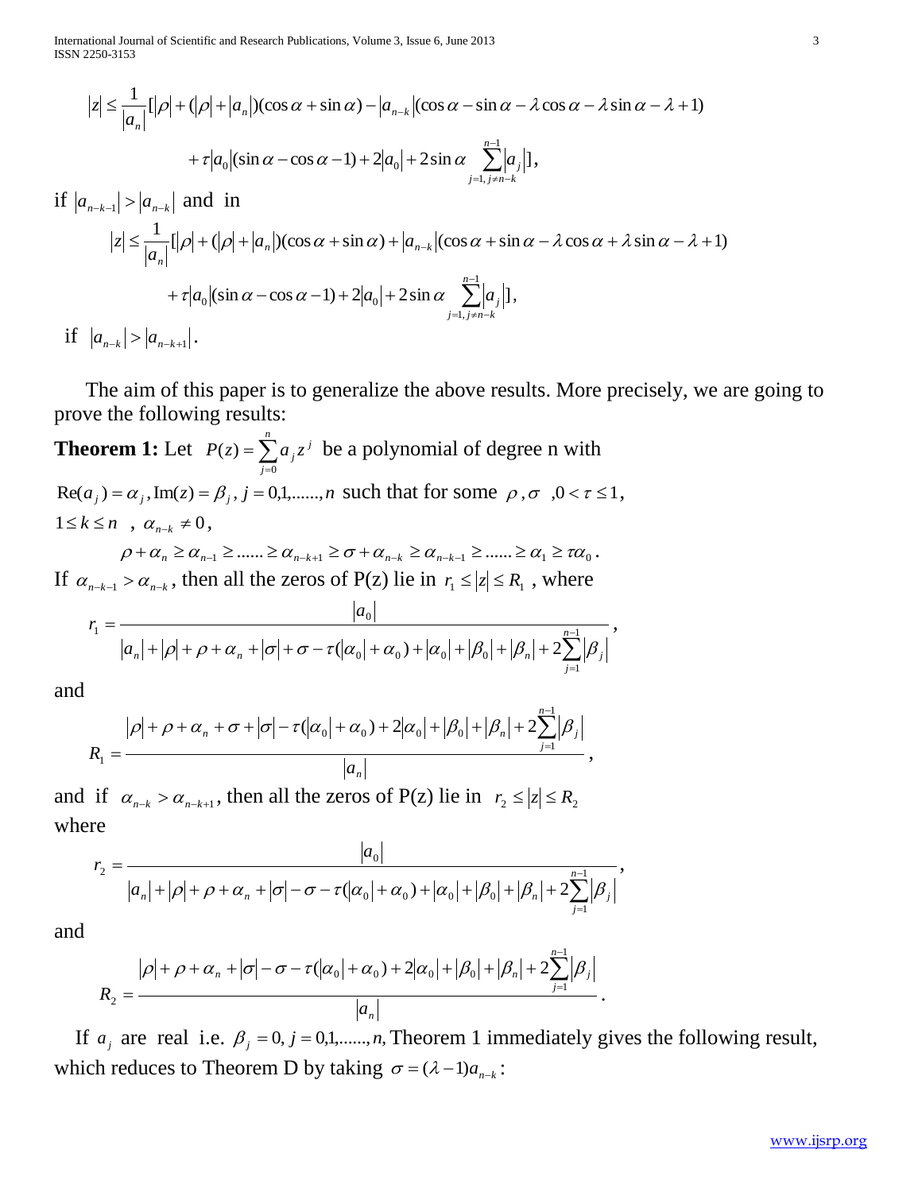$$|z| \leq \frac{1}{|a_n|}[|\rho| + (|\rho| + |a_n|)(\cos\alpha + \sin\alpha) - |a_{n-k}|(\cos\alpha - \sin\alpha - \lambda\cos\alpha - \lambda\sin\alpha - \lambda + 1)$$

$$+ \tau|a_0|(\sin\alpha - \cos\alpha - 1) + 2|a_0| + 2\sin\alpha \sum_{j=1, j\neq n-k}^{n-1}|a_j|],$$

if $|a_{n-k-1}| > |a_{n-k}|$ and in

$$|z| \leq \frac{1}{|a_n|}[|\rho| + (|\rho| + |a_n|)(\cos\alpha + \sin\alpha) + |a_{n-k}|(\cos\alpha + \sin\alpha - \lambda\cos\alpha + \lambda\sin\alpha - \lambda + 1)$$

$$+ \tau|a_0|(\sin\alpha - \cos\alpha - 1) + 2|a_0| + 2\sin\alpha \sum_{j=1, j\neq n-k}^{n-1}|a_j|],$$

if $|a_{n-k}| > |a_{n-k+1}|$.

The aim of this paper is to generalize the above results. More precisely, we are going to prove the following results:

**Theorem 1:** Let $P(z) = \sum_{j=0}^{n} a_j z^j$ be a polynomial of degree n with $\mathrm{Re}(a_j) = \alpha_j, \mathrm{Im}(z) = \beta_j, j = 0,1,......,n$ such that for some $\rho, \sigma$ $,0 < \tau \leq 1$, $1 \leq k \leq n$ , $\alpha_{n-k} \neq 0$,

$$\rho + \alpha_n \geq \alpha_{n-1} \geq ...... \geq \alpha_{n-k+1} \geq \sigma + \alpha_{n-k} \geq \alpha_{n-k-1} \geq ...... \geq \alpha_1 \geq \tau\alpha_0.$$

If $\alpha_{n-k-1} > \alpha_{n-k}$, then all the zeros of P(z) lie in $r_1 \leq |z| \leq R_1$ , where

$$r_1 = \frac{|a_0|}{|a_n| + |\rho| + \rho + \alpha_n + |\sigma| + \sigma - \tau(|\alpha_0| + \alpha_0) + |\alpha_0| + |\beta_0| + |\beta_n| + 2\sum_{j=1}^{n-1}|\beta_j|},$$

and

$$R_1 = \frac{|\rho| + \rho + \alpha_n + \sigma + |\sigma| - \tau(|\alpha_0| + \alpha_0) + 2|\alpha_0| + |\beta_0| + |\beta_n| + 2\sum_{j=1}^{n-1}|\beta_j|}{|a_n|},$$

and if $\alpha_{n-k} > \alpha_{n-k+1}$, then all the zeros of P(z) lie in $r_2 \leq |z| \leq R_2$ where

$$r_2 = \frac{|a_0|}{|a_n| + |\rho| + \rho + \alpha_n + |\sigma| - \sigma - \tau(|\alpha_0| + \alpha_0) + |\alpha_0| + |\beta_0| + |\beta_n| + 2\sum_{j=1}^{n-1}|\beta_j|},$$

and

$$R_2 = \frac{|\rho| + \rho + \alpha_n + |\sigma| - \sigma - \tau(|\alpha_0| + \alpha_0) + 2|\alpha_0| + |\beta_0| + |\beta_n| + 2\sum_{j=1}^{n-1}|\beta_j|}{|a_n|}.$$

If $a_j$ are real i.e. $\beta_j = 0, j = 0,1,......,n,$ Theorem 1 immediately gives the following result, which reduces to Theorem D by taking $\sigma = (\lambda - 1)a_{n-k}$: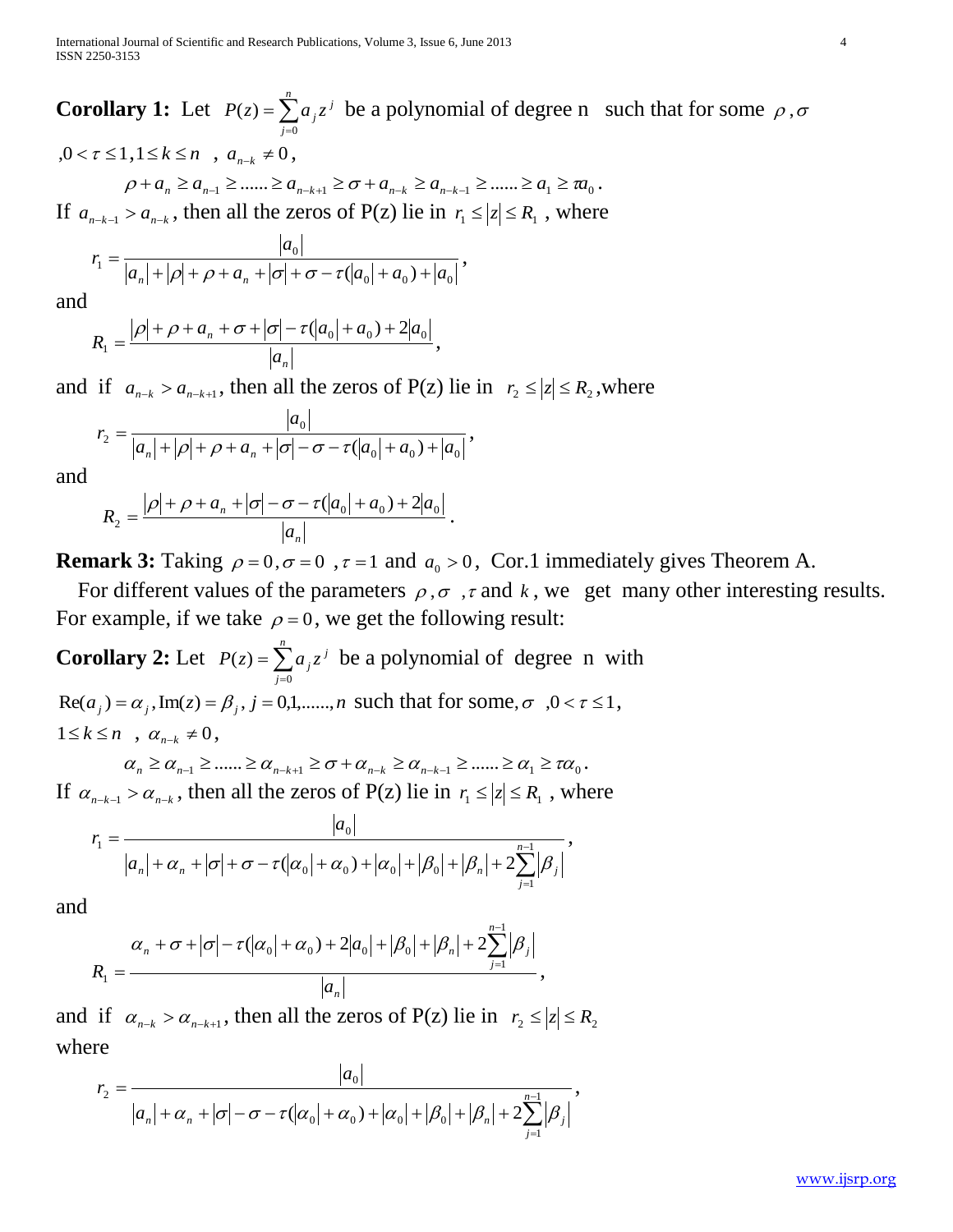**Corollary 1:** Let $P(z)=\sum_{j=0}^{n}a_j z^j$ be a polynomial of degree n such that for some $\rho,\sigma$ $,0<\tau\le 1, 1\le k\le n$ , $a_{n-k}\neq 0$,

$$\rho+a_n\ge a_{n-1}\ge......\ge a_{n-k+1}\ge \sigma+a_{n-k}\ge a_{n-k-1}\ge......\ge a_1\ge \tau a_0.$$

If $a_{n-k-1}>a_{n-k}$, then all the zeros of P(z) lie in $r_1\le |z|\le R_1$ , where

$$r_1=\frac{|a_0|}{|a_n|+|\rho|+\rho+a_n+|\sigma|+\sigma-\tau(|a_0|+a_0)+|a_0|},$$

and

$$R_1=\frac{|\rho|+\rho+a_n+\sigma+|\sigma|-\tau(|a_0|+a_0)+2|a_0|}{|a_n|},$$

and if $a_{n-k}>a_{n-k+1}$, then all the zeros of P(z) lie in $r_2\le |z|\le R_2$, where

$$r_2=\frac{|a_0|}{|a_n|+|\rho|+\rho+a_n+|\sigma|-\sigma-\tau(|a_0|+a_0)+|a_0|},$$

and

$$R_2=\frac{|\rho|+\rho+a_n+|\sigma|-\sigma-\tau(|a_0|+a_0)+2|a_0|}{|a_n|}.$$

**Remark 3:** Taking $\rho=0,\sigma=0$ , $\tau=1$ and $a_0>0$, Cor.1 immediately gives Theorem A.

For different values of the parameters $\rho,\sigma$ , $\tau$ and $k$, we get many other interesting results. For example, if we take $\rho=0$, we get the following result:

**Corollary 2:** Let $P(z)=\sum_{j=0}^{n}a_j z^j$ be a polynomial of degree n with $\mathrm{Re}(a_j)=\alpha_j, \mathrm{Im}(z)=\beta_j, j=0,1,......,n$ such that for some, $\sigma$ $,0<\tau\le 1$, $1\le k\le n$ , $\alpha_{n-k}\neq 0$,

$$\alpha_n\ge \alpha_{n-1}\ge......\ge \alpha_{n-k+1}\ge \sigma+\alpha_{n-k}\ge \alpha_{n-k-1}\ge......\ge \alpha_1\ge \tau\alpha_0.$$

If $\alpha_{n-k-1}>\alpha_{n-k}$, then all the zeros of P(z) lie in $r_1\le |z|\le R_1$ , where

$$r_1=\frac{|a_0|}{|a_n|+\alpha_n+|\sigma|+\sigma-\tau(|\alpha_0|+\alpha_0)+|\alpha_0|+|\beta_0|+|\beta_n|+2\sum_{j=1}^{n-1}|\beta_j|},$$

and

$$R_1=\frac{\alpha_n+\sigma+|\sigma|-\tau(|\alpha_0|+\alpha_0)+2|a_0|+|\beta_0|+|\beta_n|+2\sum_{j=1}^{n-1}|\beta_j|}{|a_n|},$$

and if $\alpha_{n-k}>\alpha_{n-k+1}$, then all the zeros of P(z) lie in $r_2\le |z|\le R_2$ where

$$r_2=\frac{|a_0|}{|a_n|+\alpha_n+|\sigma|-\sigma-\tau(|\alpha_0|+\alpha_0)+|\alpha_0|+|\beta_0|+|\beta_n|+2\sum_{j=1}^{n-1}|\beta_j|},$$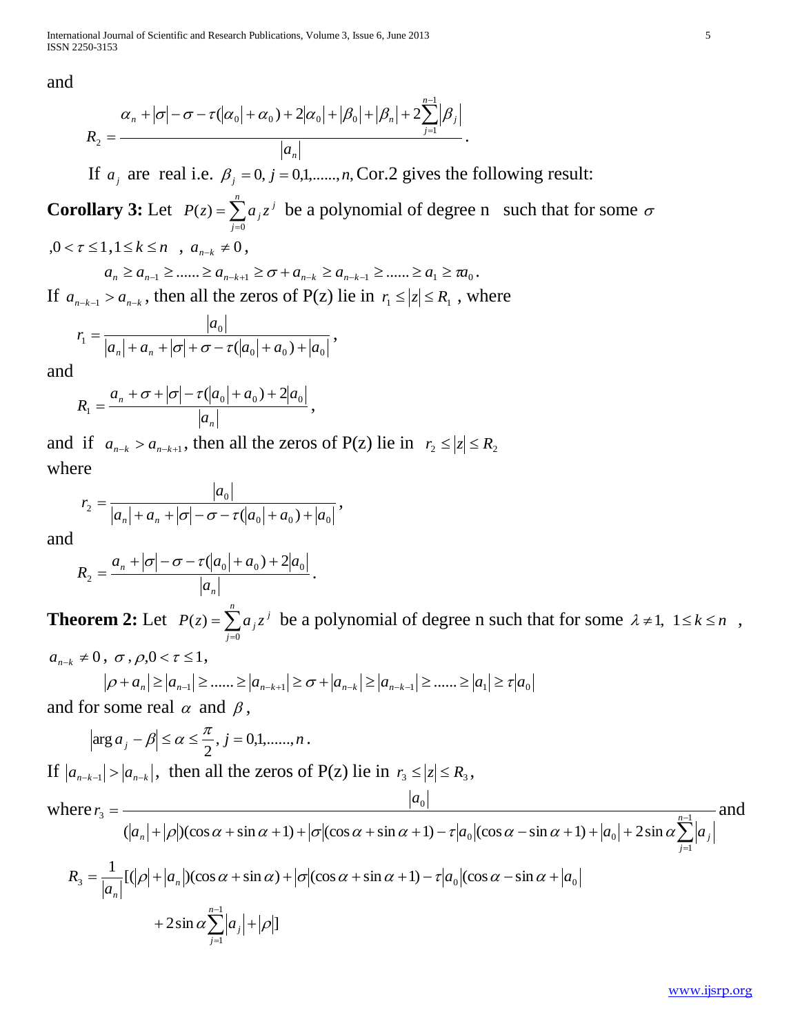and

$$R_2 = \frac{\alpha_n + |\sigma| - \sigma - \tau(|\alpha_0| + \alpha_0) + 2|\alpha_0| + |\beta_0| + |\beta_n| + 2\sum_{j=1}^{n-1}|\beta_j|}{|a_n|}.$$

If $a_j$ are real i.e. $\beta_j = 0, j = 0,1,......,n,$ Cor.2 gives the following result:

**Corollary 3:** Let $P(z) = \sum_{j=0}^{n} a_j z^j$ be a polynomial of degree n such that for some $\sigma$ $,0 < \tau \leq 1, 1 \leq k \leq n$ , $a_{n-k} \neq 0$,

$$a_n \geq a_{n-1} \geq ...... \geq a_{n-k+1} \geq \sigma + a_{n-k} \geq a_{n-k-1} \geq ...... \geq a_1 \geq \tau a_0.$$

If $a_{n-k-1} > a_{n-k}$, then all the zeros of P(z) lie in $r_1 \leq |z| \leq R_1$ , where

$$r_1 = \frac{|a_0|}{|a_n| + a_n + |\sigma| + \sigma - \tau(|a_0| + a_0) + |a_0|},$$

and

$$R_1 = \frac{a_n + \sigma + |\sigma| - \tau(|a_0| + a_0) + 2|a_0|}{|a_n|},$$

and if $a_{n-k} > a_{n-k+1}$, then all the zeros of P(z) lie in $r_2 \leq |z| \leq R_2$ where

$$r_2 = \frac{|a_0|}{|a_n| + a_n + |\sigma| - \sigma - \tau(|a_0| + a_0) + |a_0|},$$

and

$$R_2 = \frac{a_n + |\sigma| - \sigma - \tau(|a_0| + a_0) + 2|a_0|}{|a_n|}.$$

**Theorem 2:** Let $P(z) = \sum_{j=0}^{n} a_j z^j$ be a polynomial of degree n such that for some $\lambda \neq 1,\ 1 \leq k \leq n$ , $a_{n-k} \neq 0$, $\sigma, \rho, 0 < \tau \leq 1$,

$$|\rho + a_n| \geq |a_{n-1}| \geq ...... \geq |a_{n-k+1}| \geq \sigma + |a_{n-k}| \geq |a_{n-k-1}| \geq ...... \geq |a_1| \geq \tau|a_0|$$

and for some real $\alpha$ and $\beta$,

$$|\arg a_j - \beta| \leq \alpha \leq \frac{\pi}{2}, j = 0,1,......,n.$$

If $|a_{n-k-1}| > |a_{n-k}|$, then all the zeros of P(z) lie in $r_3 \leq |z| \leq R_3$,

where $r_3 = \dfrac{|a_0|}{(|a_n| + |\rho|)(\cos\alpha + \sin\alpha + 1) + |\sigma|(\cos\alpha + \sin\alpha + 1) - \tau|a_0|(\cos\alpha - \sin\alpha + 1) + |a_0| + 2\sin\alpha\sum_{j=1}^{n-1}|a_j|}$ and

$$R_3 = \frac{1}{|a_n|}[(|\rho| + |a_n|)(\cos\alpha + \sin\alpha) + |\sigma|(\cos\alpha + \sin\alpha + 1) - \tau|a_0|(\cos\alpha - \sin\alpha + |a_0| + 2\sin\alpha\sum_{j=1}^{n-1}|a_j| + |\rho|]$$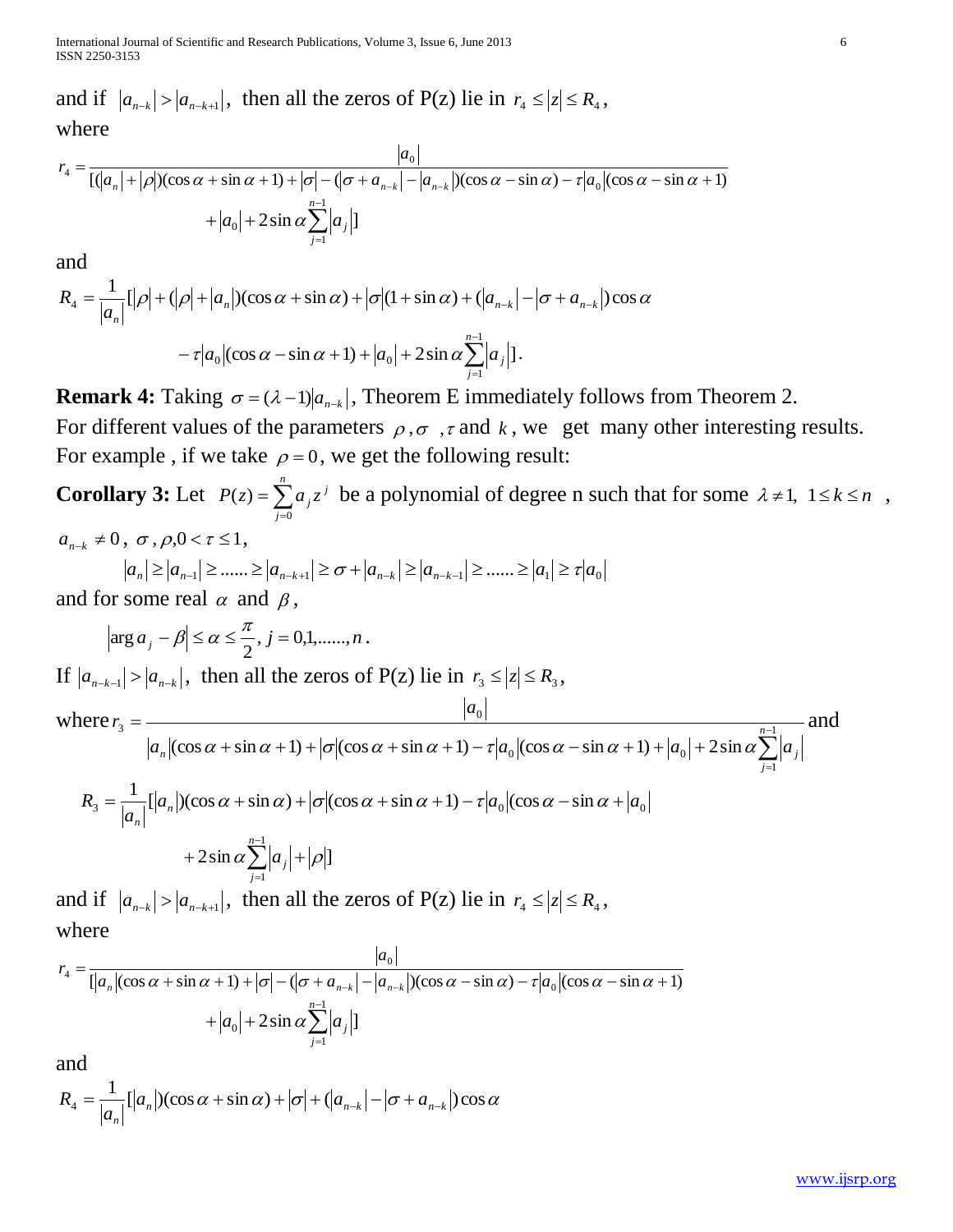and if $|a_{n-k}| > |a_{n-k+1}|$, then all the zeros of P(z) lie in $r_4 \le |z| \le R_4$,
where

$$r_4 = \frac{|a_0|}{[(|a_n| + |\rho|)(\cos\alpha + \sin\alpha + 1) + |\sigma| - (|\sigma + a_{n-k}| - |a_{n-k}|)(\cos\alpha - \sin\alpha) - \tau|a_0|(\cos\alpha - \sin\alpha + 1) + |a_0| + 2\sin\alpha\sum_{j=1}^{n-1}|a_j|]}$$

and

$$R_4 = \frac{1}{|a_n|}[|\rho| + (|\rho| + |a_n|)(\cos\alpha + \sin\alpha) + |\sigma|(1 + \sin\alpha) + (|a_{n-k}| - |\sigma + a_{n-k}|)\cos\alpha - \tau|a_0|(\cos\alpha - \sin\alpha + 1) + |a_0| + 2\sin\alpha\sum_{j=1}^{n-1}|a_j|].$$

**Remark 4:** Taking $\sigma = (\lambda - 1)|a_{n-k}|$, Theorem E immediately follows from Theorem 2.
For different values of the parameters $\rho, \sigma$, $\tau$ and $k$, we get many other interesting results. For example, if we take $\rho = 0$, we get the following result:

**Corollary 3:** Let $P(z) = \sum_{j=0}^{n} a_j z^j$ be a polynomial of degree n such that for some $\lambda \ne 1$, $1 \le k \le n$, $a_{n-k} \ne 0$, $\sigma, \rho, 0 < \tau \le 1$,

$$|a_n| \ge |a_{n-1}| \ge ...... \ge |a_{n-k+1}| \ge \sigma + |a_{n-k}| \ge |a_{n-k-1}| \ge ...... \ge |a_1| \ge \tau|a_0|$$

and for some real $\alpha$ and $\beta$,

$$|\arg a_j - \beta| \le \alpha \le \frac{\pi}{2}, j = 0,1,......,n.$$

If $|a_{n-k-1}| > |a_{n-k}|$, then all the zeros of P(z) lie in $r_3 \le |z| \le R_3$,

where $r_3 = \dfrac{|a_0|}{|a_n|(\cos\alpha + \sin\alpha + 1) + |\sigma|(\cos\alpha + \sin\alpha + 1) - \tau|a_0|(\cos\alpha - \sin\alpha + 1) + |a_0| + 2\sin\alpha\sum_{j=1}^{n-1}|a_j|}$ and

$$R_3 = \frac{1}{|a_n|}[|a_n|)(\cos\alpha + \sin\alpha) + |\sigma|(\cos\alpha + \sin\alpha + 1) - \tau|a_0|(\cos\alpha - \sin\alpha + |a_0| + 2\sin\alpha\sum_{j=1}^{n-1}|a_j| + |\rho|]$$

and if $|a_{n-k}| > |a_{n-k+1}|$, then all the zeros of P(z) lie in $r_4 \le |z| \le R_4$,
where

$$r_4 = \frac{|a_0|}{[|a_n|(\cos\alpha + \sin\alpha + 1) + |\sigma| - (|\sigma + a_{n-k}| - |a_{n-k}|)(\cos\alpha - \sin\alpha) - \tau|a_0|(\cos\alpha - \sin\alpha + 1) + |a_0| + 2\sin\alpha\sum_{j=1}^{n-1}|a_j|]}$$

and

$$R_4 = \frac{1}{|a_n|}[|a_n|)(\cos\alpha + \sin\alpha) + |\sigma| + (|a_{n-k}| - |\sigma + a_{n-k}|)\cos\alpha$$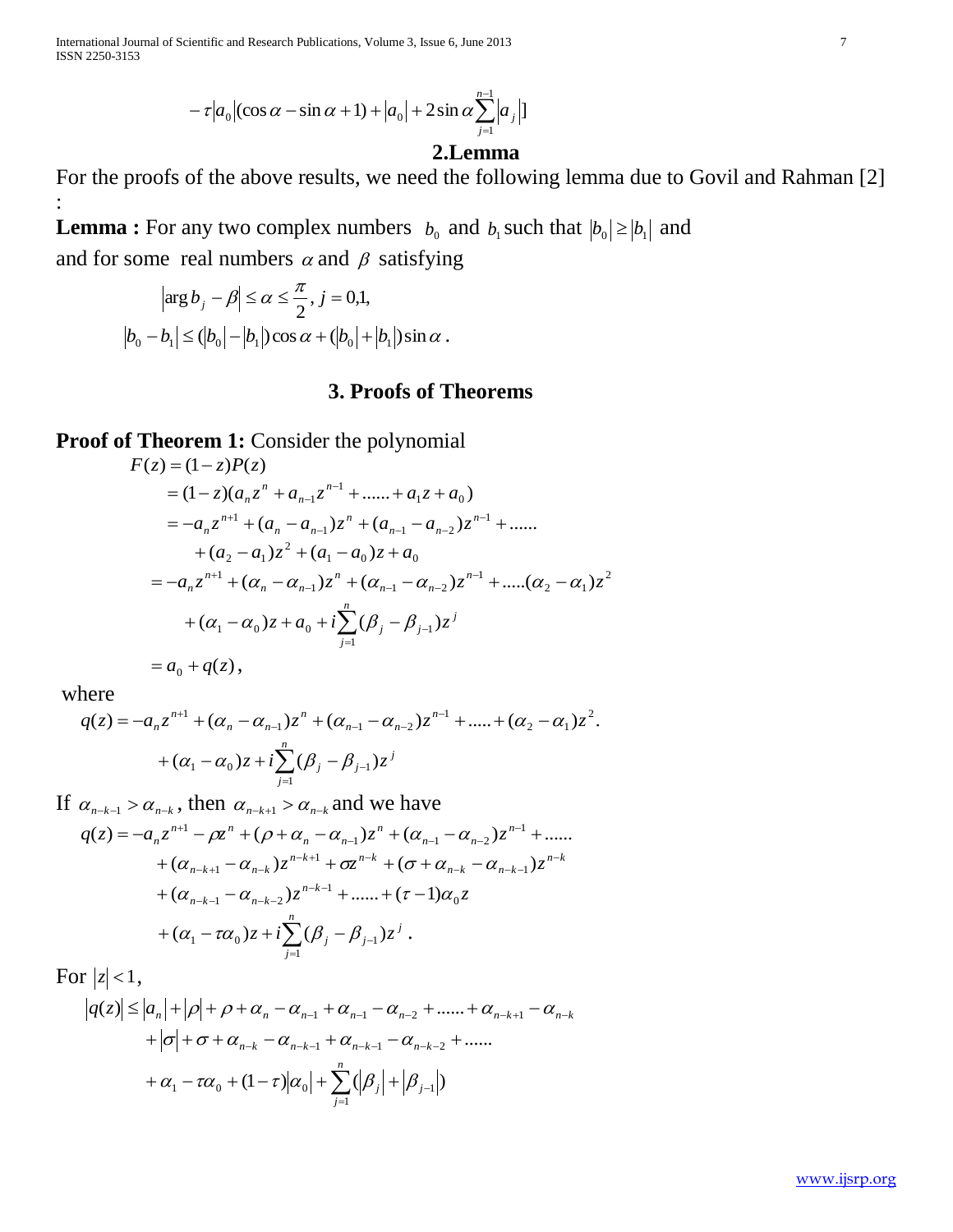$$- \tau |a_0|(\cos\alpha - \sin\alpha + 1) + |a_0| + 2\sin\alpha \sum_{j=1}^{n-1} |a_j|]$$

## 2.Lemma

For the proofs of the above results, we need the following lemma due to Govil and Rahman [2] :

**Lemma :** For any two complex numbers $b_0$ and $b_1$ such that $|b_0| \geq |b_1|$ and and for some real numbers $\alpha$ and $\beta$ satisfying

$$|\arg b_j - \beta| \leq \alpha \leq \frac{\pi}{2}, \; j = 0,1,$$

$$|b_0 - b_1| \leq (|b_0| - |b_1|)\cos\alpha + (|b_0| + |b_1|)\sin\alpha \, .$$

## 3. Proofs of Theorems

**Proof of Theorem 1:** Consider the polynomial

$$\begin{aligned}
F(z) &= (1-z)P(z) \\
&= (1-z)(a_n z^n + a_{n-1}z^{n-1} + \ldots\ldots + a_1 z + a_0) \\
&= -a_n z^{n+1} + (a_n - a_{n-1})z^n + (a_{n-1} - a_{n-2})z^{n-1} + \ldots\ldots \\
&\quad + (a_2 - a_1)z^2 + (a_1 - a_0)z + a_0 \\
&= -a_n z^{n+1} + (\alpha_n - \alpha_{n-1})z^n + (\alpha_{n-1} - \alpha_{n-2})z^{n-1} + \ldots\ldots(\alpha_2 - \alpha_1)z^2 \\
&\quad + (\alpha_1 - \alpha_0)z + a_0 + i\sum_{j=1}^{n}(\beta_j - \beta_{j-1})z^j \\
&= a_0 + q(z),
\end{aligned}$$

where

$$\begin{aligned}
q(z) &= -a_n z^{n+1} + (\alpha_n - \alpha_{n-1})z^n + (\alpha_{n-1} - \alpha_{n-2})z^{n-1} + \ldots\ldots + (\alpha_2 - \alpha_1)z^2. \\
&\quad + (\alpha_1 - \alpha_0)z + i\sum_{j=1}^{n}(\beta_j - \beta_{j-1})z^j
\end{aligned}$$

If $\alpha_{n-k-1} > \alpha_{n-k}$, then $\alpha_{n-k+1} > \alpha_{n-k}$ and we have

$$\begin{aligned}
q(z) &= -a_n z^{n+1} - \rho z^n + (\rho + \alpha_n - \alpha_{n-1})z^n + (\alpha_{n-1} - \alpha_{n-2})z^{n-1} + \ldots\ldots \\
&\quad + (\alpha_{n-k+1} - \alpha_{n-k})z^{n-k+1} + \sigma z^{n-k} + (\sigma + \alpha_{n-k} - \alpha_{n-k-1})z^{n-k} \\
&\quad + (\alpha_{n-k-1} - \alpha_{n-k-2})z^{n-k-1} + \ldots\ldots + (\tau - 1)\alpha_0 z \\
&\quad + (\alpha_1 - \tau\alpha_0)z + i\sum_{j=1}^{n}(\beta_j - \beta_{j-1})z^j \, .
\end{aligned}$$

For $|z| < 1$,

$$\begin{aligned}
|q(z)| &\leq |a_n| + |\rho| + \rho + \alpha_n - \alpha_{n-1} + \alpha_{n-1} - \alpha_{n-2} + \ldots\ldots + \alpha_{n-k+1} - \alpha_{n-k} \\
&\quad + |\sigma| + \sigma + \alpha_{n-k} - \alpha_{n-k-1} + \alpha_{n-k-1} - \alpha_{n-k-2} + \ldots\ldots \\
&\quad + \alpha_1 - \tau\alpha_0 + (1-\tau)|\alpha_0| + \sum_{j=1}^{n}(|\beta_j| + |\beta_{j-1}|)
\end{aligned}$$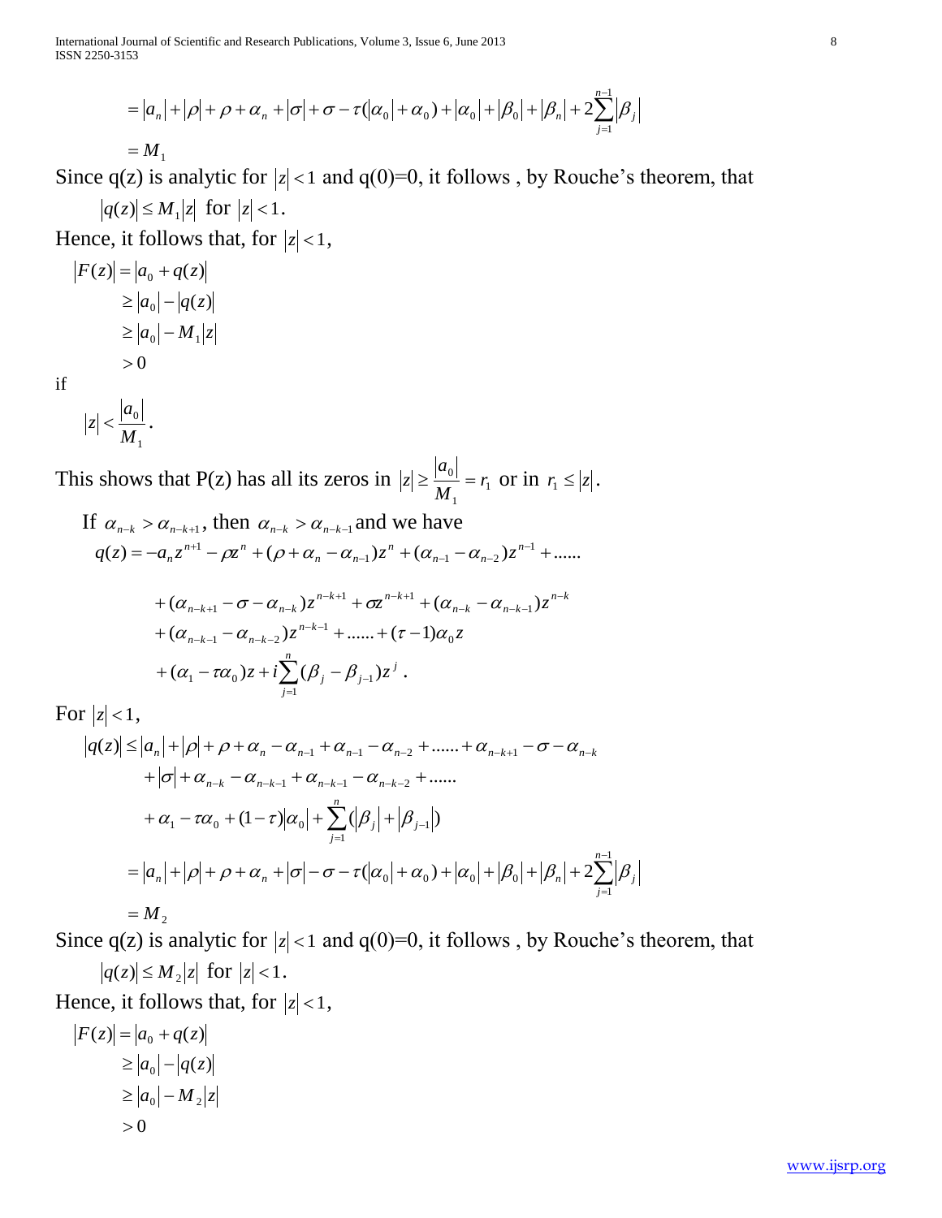$$= |a_n| + |\rho| + \rho + \alpha_n + |\sigma| + \sigma - \tau(|\alpha_0| + \alpha_0) + |\alpha_0| + |\beta_0| + |\beta_n| + 2\sum_{j=1}^{n-1}|\beta_j|$$

$$= M_1$$

Since q(z) is analytic for $|z| < 1$ and q(0)=0, it follows , by Rouche's theorem, that

$$|q(z)| \le M_1|z| \text{ for } |z| < 1.$$

Hence, it follows that, for $|z| < 1$,

$$\begin{aligned}
|F(z)| &= |a_0 + q(z)| \\
&\ge |a_0| - |q(z)| \\
&\ge |a_0| - M_1|z| \\
&> 0
\end{aligned}$$

if

$$|z| < \frac{|a_0|}{M_1}.$$

This shows that P(z) has all its zeros in $|z| \ge \frac{|a_0|}{M_1} = r_1$ or in $r_1 \le |z|$.

If $\alpha_{n-k} > \alpha_{n-k+1}$, then $\alpha_{n-k} > \alpha_{n-k-1}$ and we have

$$\begin{aligned}
q(z) = &-a_n z^{n+1} - \rho z^n + (\rho + \alpha_n - \alpha_{n-1})z^n + (\alpha_{n-1} - \alpha_{n-2})z^{n-1} + \ldots\ldots \\
&+ (\alpha_{n-k+1} - \sigma - \alpha_{n-k})z^{n-k+1} + \sigma z^{n-k+1} + (\alpha_{n-k} - \alpha_{n-k-1})z^{n-k} \\
&+ (\alpha_{n-k-1} - \alpha_{n-k-2})z^{n-k-1} + \ldots\ldots + (\tau - 1)\alpha_0 z \\
&+ (\alpha_1 - \tau\alpha_0)z + i\sum_{j=1}^{n}(\beta_j - \beta_{j-1})z^j .
\end{aligned}$$

For $|z| < 1$,

$$\begin{aligned}
|q(z)| \le &|a_n| + |\rho| + \rho + \alpha_n - \alpha_{n-1} + \alpha_{n-1} - \alpha_{n-2} + \ldots\ldots + \alpha_{n-k+1} - \sigma - \alpha_{n-k} \\
&+ |\sigma| + \alpha_{n-k} - \alpha_{n-k-1} + \alpha_{n-k-1} - \alpha_{n-k-2} + \ldots\ldots \\
&+ \alpha_1 - \tau\alpha_0 + (1-\tau)|\alpha_0| + \sum_{j=1}^{n}(|\beta_j| + |\beta_{j-1}|) \\
= &|a_n| + |\rho| + \rho + \alpha_n + |\sigma| - \sigma - \tau(|\alpha_0| + \alpha_0) + |\alpha_0| + |\beta_0| + |\beta_n| + 2\sum_{j=1}^{n-1}|\beta_j| \\
= &M_2
\end{aligned}$$

Since q(z) is analytic for $|z| < 1$ and q(0)=0, it follows , by Rouche's theorem, that

$$|q(z)| \le M_2|z| \text{ for } |z| < 1.$$

Hence, it follows that, for $|z| < 1$,

$$\begin{aligned}
|F(z)| &= |a_0 + q(z)| \\
&\ge |a_0| - |q(z)| \\
&\ge |a_0| - M_2|z| \\
&> 0
\end{aligned}$$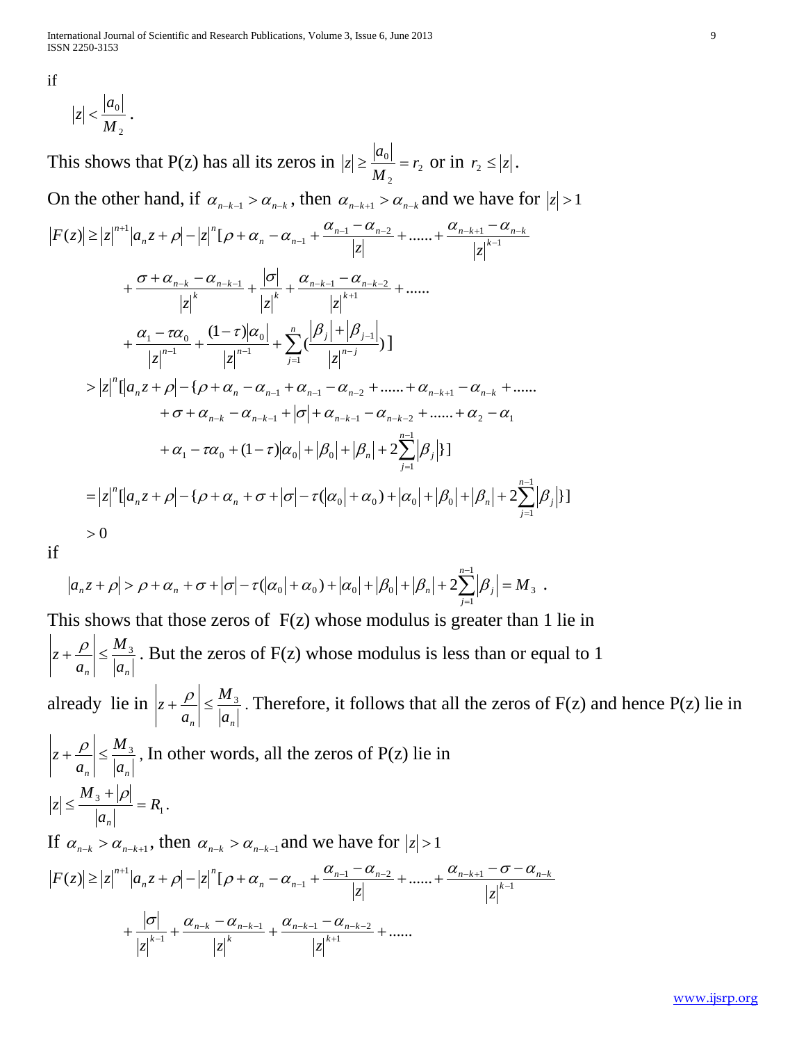if

$$|z| < \frac{|a_0|}{M_2}.$$

This shows that P(z) has all its zeros in $|z| \ge \frac{|a_0|}{M_2} = r_2$ or in $r_2 \le |z|$.

On the other hand, if $\alpha_{n-k-1} > \alpha_{n-k}$, then $\alpha_{n-k+1} > \alpha_{n-k}$ and we have for $|z| > 1$

$$
\begin{aligned}
|F(z)| &\ge |z|^{n+1}|a_n z + \rho| - |z|^n[\rho + \alpha_n - \alpha_{n-1} + \frac{\alpha_{n-1} - \alpha_{n-2}}{|z|} + ...... + \frac{\alpha_{n-k+1} - \alpha_{n-k}}{|z|^{k-1}} \\
&\quad + \frac{\sigma + \alpha_{n-k} - \alpha_{n-k-1}}{|z|^k} + \frac{|\sigma|}{|z|^k} + \frac{\alpha_{n-k-1} - \alpha_{n-k-2}}{|z|^{k+1}} + ...... \\
&\quad + \frac{\alpha_1 - \tau\alpha_0}{|z|^{n-1}} + \frac{(1-\tau)|\alpha_0|}{|z|^{n-1}} + \sum_{j=1}^{n}(\frac{|\beta_j| + |\beta_{j-1}|}{|z|^{n-j}})] \\
&> |z|^n[|a_n z + \rho| - \{\rho + \alpha_n - \alpha_{n-1} + \alpha_{n-1} - \alpha_{n-2} + ...... + \alpha_{n-k+1} - \alpha_{n-k} + ...... \\
&\quad + \sigma + \alpha_{n-k} - \alpha_{n-k-1} + |\sigma| + \alpha_{n-k-1} - \alpha_{n-k-2} + ...... + \alpha_2 - \alpha_1 \\
&\quad + \alpha_1 - \tau\alpha_0 + (1-\tau)|\alpha_0| + |\beta_0| + |\beta_n| + 2\sum_{j=1}^{n-1}|\beta_j|\}] \\
&= |z|^n[|a_n z + \rho| - \{\rho + \alpha_n + \sigma + |\sigma| - \tau(|\alpha_0| + \alpha_0) + |\alpha_0| + |\beta_0| + |\beta_n| + 2\sum_{j=1}^{n-1}|\beta_j|\}] \\
&> 0
\end{aligned}
$$

if

$$|a_n z + \rho| > \rho + \alpha_n + \sigma + |\sigma| - \tau(|\alpha_0| + \alpha_0) + |\alpha_0| + |\beta_0| + |\beta_n| + 2\sum_{j=1}^{n-1}|\beta_j| = M_3 \ .$$

This shows that those zeros of F(z) whose modulus is greater than 1 lie in $\left|z + \frac{\rho}{a_n}\right| \le \frac{M_3}{|a_n|}$. But the zeros of F(z) whose modulus is less than or equal to 1 already lie in $\left|z + \frac{\rho}{a_n}\right| \le \frac{M_3}{|a_n|}$. Therefore, it follows that all the zeros of F(z) and hence P(z) lie in $\left|z + \frac{\rho}{a_n}\right| \le \frac{M_3}{|a_n|}$, In other words, all the zeros of P(z) lie in

$$|z| \le \frac{M_3 + |\rho|}{|a_n|} = R_1.$$

If $\alpha_{n-k} > \alpha_{n-k+1}$, then $\alpha_{n-k} > \alpha_{n-k-1}$ and we have for $|z| > 1$

$$
\begin{aligned}
|F(z)| &\ge |z|^{n+1}|a_n z + \rho| - |z|^n[\rho + \alpha_n - \alpha_{n-1} + \frac{\alpha_{n-1} - \alpha_{n-2}}{|z|} + ...... + \frac{\alpha_{n-k+1} - \sigma - \alpha_{n-k}}{|z|^{k-1}} \\
&\quad + \frac{|\sigma|}{|z|^{k-1}} + \frac{\alpha_{n-k} - \alpha_{n-k-1}}{|z|^k} + \frac{\alpha_{n-k-1} - \alpha_{n-k-2}}{|z|^{k+1}} + ......
\end{aligned}
$$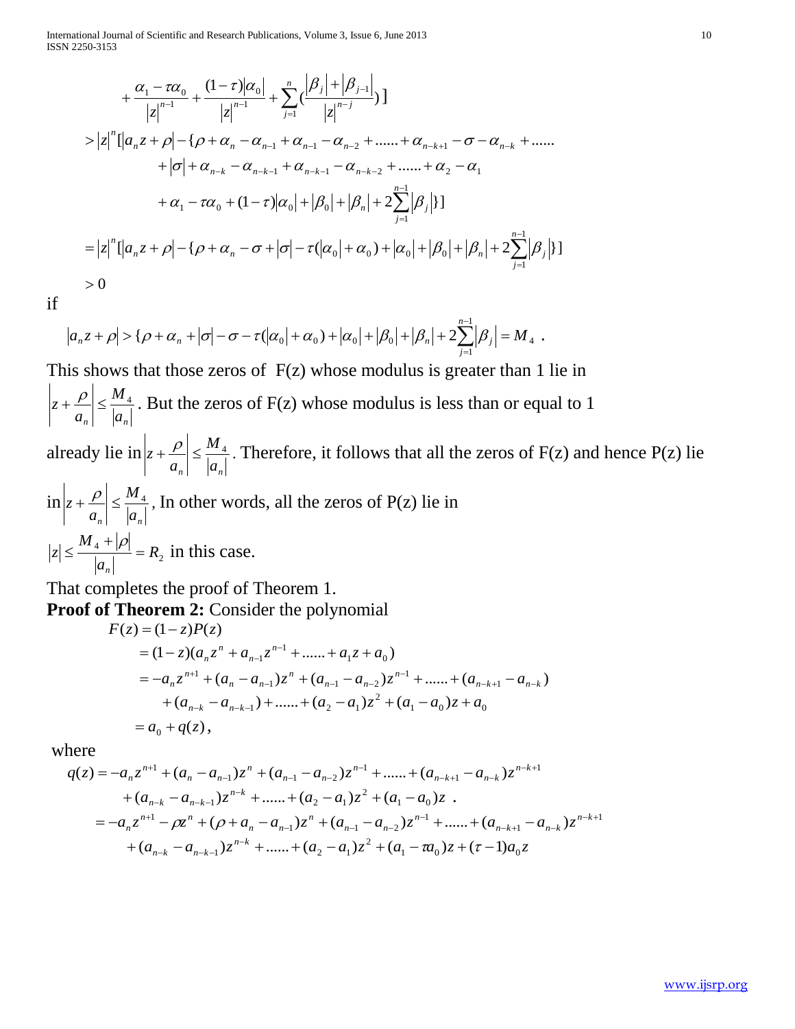$$
+\frac{\alpha_1-\tau\alpha_0}{|z|^{n-1}}+\frac{(1-\tau)|\alpha_0|}{|z|^{n-1}}+\sum_{j=1}^{n}\left(\frac{|\beta_j|+|\beta_{j-1}|}{|z|^{n-j}}\right)]
$$

$$
\begin{aligned}
&>|z|^n[|a_nz+\rho|-\{\rho+\alpha_n-\alpha_{n-1}+\alpha_{n-1}-\alpha_{n-2}+......+\alpha_{n-k+1}-\sigma-\alpha_{n-k}+......\\
&\quad+|\sigma|+\alpha_{n-k}-\alpha_{n-k-1}+\alpha_{n-k-1}-\alpha_{n-k-2}+......+\alpha_2-\alpha_1\\
&\quad+\alpha_1-\tau\alpha_0+(1-\tau)|\alpha_0|+|\beta_0|+|\beta_n|+2\sum_{j=1}^{n-1}|\beta_j|\}]\\
&=|z|^n[|a_nz+\rho|-\{\rho+\alpha_n-\sigma+|\sigma|-\tau(|\alpha_0|+\alpha_0)+|\alpha_0|+|\beta_0|+|\beta_n|+2\sum_{j=1}^{n-1}|\beta_j|\}]\\
&>0
\end{aligned}
$$

if

$$
|a_nz+\rho|>\{\rho+\alpha_n+|\sigma|-\sigma-\tau(|\alpha_0|+\alpha_0)+|\alpha_0|+|\beta_0|+|\beta_n|+2\sum_{j=1}^{n-1}|\beta_j|=M_4\ .
$$

This shows that those zeros of F(z) whose modulus is greater than 1 lie in $\left|z+\frac{\rho}{a_n}\right|\le\frac{M_4}{|a_n|}$. But the zeros of F(z) whose modulus is less than or equal to 1 already lie in $\left|z+\frac{\rho}{a_n}\right|\le\frac{M_4}{|a_n|}$. Therefore, it follows that all the zeros of F(z) and hence P(z) lie in $\left|z+\frac{\rho}{a_n}\right|\le\frac{M_4}{|a_n|}$, In other words, all the zeros of P(z) lie in $|z|\le\frac{M_4+|\rho|}{|a_n|}=R_2$ in this case.

That completes the proof of Theorem 1.

**Proof of Theorem 2:** Consider the polynomial

$$
\begin{aligned}
F(z)&=(1-z)P(z)\\
&=(1-z)(a_nz^n+a_{n-1}z^{n-1}+......+a_1z+a_0)\\
&=-a_nz^{n+1}+(a_n-a_{n-1})z^n+(a_{n-1}-a_{n-2})z^{n-1}+......+(a_{n-k+1}-a_{n-k})\\
&\quad+(a_{n-k}-a_{n-k-1})+......+(a_2-a_1)z^2+(a_1-a_0)z+a_0\\
&=a_0+q(z),
\end{aligned}
$$

where

$$
\begin{aligned}
q(z)&=-a_nz^{n+1}+(a_n-a_{n-1})z^n+(a_{n-1}-a_{n-2})z^{n-1}+......+(a_{n-k+1}-a_{n-k})z^{n-k+1}\\
&\quad+(a_{n-k}-a_{n-k-1})z^{n-k}+......+(a_2-a_1)z^2+(a_1-a_0)z\ .\\
&=-a_nz^{n+1}-\rho z^n+(\rho+a_n-a_{n-1})z^n+(a_{n-1}-a_{n-2})z^{n-1}+......+(a_{n-k+1}-a_{n-k})z^{n-k+1}\\
&\quad+(a_{n-k}-a_{n-k-1})z^{n-k}+......+(a_2-a_1)z^2+(a_1-\tau a_0)z+(\tau-1)a_0z
\end{aligned}
$$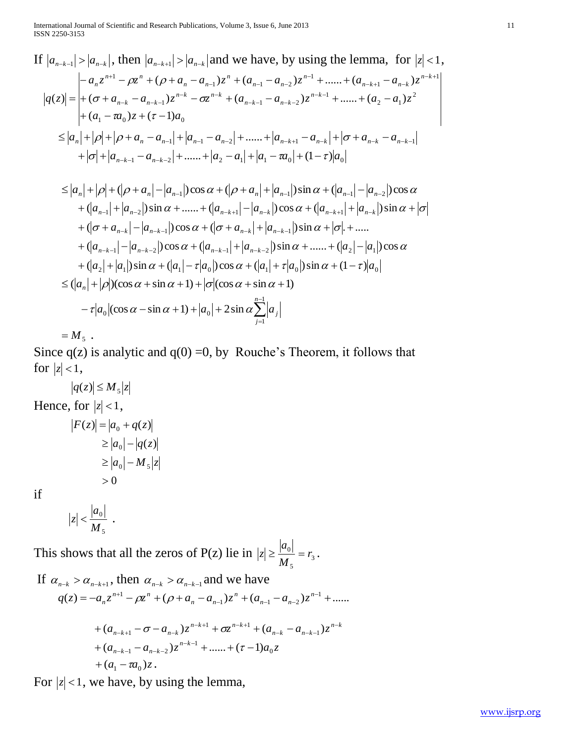If $|a_{n-k-1}| > |a_{n-k}|$, then $|a_{n-k+1}| > |a_{n-k}|$ and we have, by using the lemma, for $|z| < 1$,

$$
\begin{aligned}
|q(z)| &= \left| \begin{aligned} &-a_n z^{n+1} - \rho z^n + (\rho + a_n - a_{n-1}) z^n + (a_{n-1} - a_{n-2}) z^{n-1} + \ldots\ldots + (a_{n-k+1} - a_{n-k}) z^{n-k+1} \\ &+ (\sigma + a_{n-k} - a_{n-k-1}) z^{n-k} - \sigma z^{n-k} + (a_{n-k-1} - a_{n-k-2}) z^{n-k-1} + \ldots\ldots + (a_2 - a_1) z^2 \\ &+ (a_1 - \tau a_0) z + (\tau - 1) a_0 \end{aligned} \right| \\
&\le |a_n| + |\rho| + |\rho + a_n - a_{n-1}| + |a_{n-1} - a_{n-2}| + \ldots\ldots + |a_{n-k+1} - a_{n-k}| + |\sigma + a_{n-k} - a_{n-k-1}| \\
&\quad + |\sigma| + |a_{n-k-1} - a_{n-k-2}| + \ldots\ldots + |a_2 - a_1| + |a_1 - \tau a_0| + (1 - \tau)|a_0| \\
&\le |a_n| + |\rho| + (|\rho + a_n| - |a_{n-1}|)\cos\alpha + (|\rho + a_n| + |a_{n-1}|)\sin\alpha + (|a_{n-1}| - |a_{n-2}|)\cos\alpha \\
&\quad + (|a_{n-1}| + |a_{n-2}|)\sin\alpha + \ldots\ldots + (|a_{n-k+1}| - |a_{n-k}|)\cos\alpha + (|a_{n-k+1}| + |a_{n-k}|)\sin\alpha + |\sigma| \\
&\quad + (|\sigma + a_{n-k}| - |a_{n-k-1}|)\cos\alpha + (|\sigma + a_{n-k}| + |a_{n-k-1}|)\sin\alpha + |\sigma|. + \ldots\ldots \\
&\quad + (|a_{n-k-1}| - |a_{n-k-2}|)\cos\alpha + (|a_{n-k-1}| + |a_{n-k-2}|)\sin\alpha + \ldots\ldots + (|a_2| - |a_1|)\cos\alpha \\
&\quad + (|a_2| + |a_1|)\sin\alpha + (|a_1| - \tau|a_0|)\cos\alpha + (|a_1| + \tau|a_0|)\sin\alpha + (1 - \tau)|a_0| \\
&\le (|a_n| + |\rho|)(\cos\alpha + \sin\alpha + 1) + |\sigma|(\cos\alpha + \sin\alpha + 1) \\
&\quad - \tau|a_0|(\cos\alpha - \sin\alpha + 1) + |a_0| + 2\sin\alpha \sum_{j=1}^{n-1} |a_j| \\
&= M_5 \ .
\end{aligned}
$$

Since q(z) is analytic and q(0) =0, by Rouche's Theorem, it follows that for $|z| < 1$,

$$|q(z)| \le M_5 |z|$$

Hence, for $|z| < 1$,

$$
\begin{aligned}
|F(z)| &= |a_0 + q(z)| \\
&\ge |a_0| - |q(z)| \\
&\ge |a_0| - M_5 |z| \\
&> 0
\end{aligned}
$$

if

$$|z| < \frac{|a_0|}{M_5} \ .$$

This shows that all the zeros of P(z) lie in $|z| \ge \dfrac{|a_0|}{M_5} = r_3$.

If $\alpha_{n-k} > \alpha_{n-k+1}$, then $\alpha_{n-k} > \alpha_{n-k-1}$ and we have

$$
\begin{aligned}
q(z) &= -a_n z^{n+1} - \rho z^n + (\rho + a_n - a_{n-1}) z^n + (a_{n-1} - a_{n-2}) z^{n-1} + \ldots\ldots \\
&\quad + (a_{n-k+1} - \sigma - a_{n-k}) z^{n-k+1} + \sigma z^{n-k+1} + (a_{n-k} - a_{n-k-1}) z^{n-k} \\
&\quad + (a_{n-k-1} - a_{n-k-2}) z^{n-k-1} + \ldots\ldots + (\tau - 1) a_0 z \\
&\quad + (a_1 - \tau a_0) z .
\end{aligned}
$$

For $|z| < 1$, we have, by using the lemma,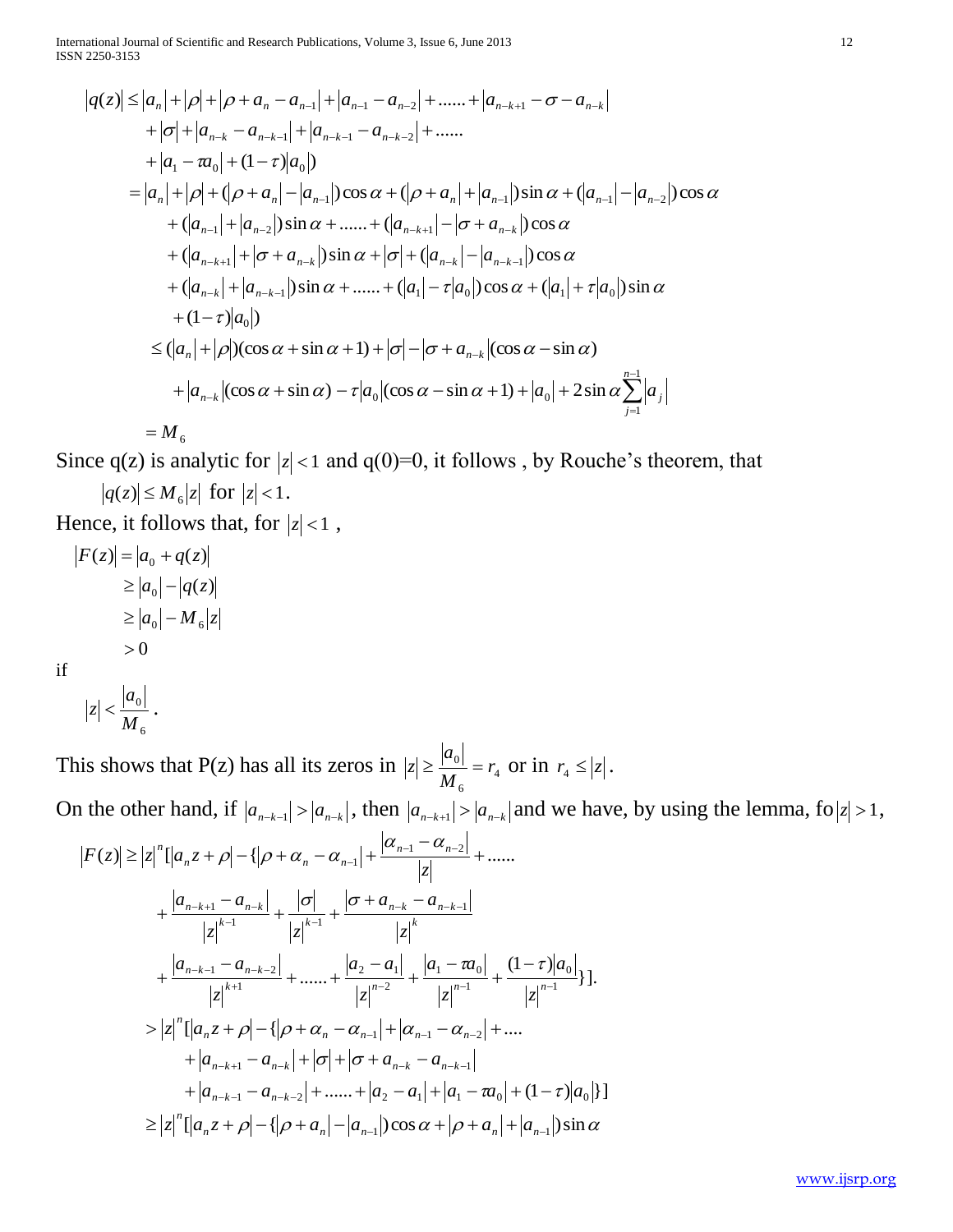$$
\begin{aligned}
|q(z)| &\le |a_n| + |\rho| + |\rho + a_n - a_{n-1}| + |a_{n-1} - a_{n-2}| + \ldots\ldots + |a_{n-k+1} - \sigma - a_{n-k}| \\
&\quad + |\sigma| + |a_{n-k} - a_{n-k-1}| + |a_{n-k-1} - a_{n-k-2}| + \ldots\ldots \\
&\quad + |a_1 - \tau a_0| + (1-\tau)|a_0|) \\
&= |a_n| + |\rho| + (|\rho + a_n| - |a_{n-1}|)\cos\alpha + (|\rho + a_n| + |a_{n-1}|)\sin\alpha + (|a_{n-1}| - |a_{n-2}|)\cos\alpha \\
&\quad + (|a_{n-1}| + |a_{n-2}|)\sin\alpha + \ldots\ldots + (|a_{n-k+1}| - |\sigma + a_{n-k}|)\cos\alpha \\
&\quad + (|a_{n-k+1}| + |\sigma + a_{n-k}|)\sin\alpha + |\sigma| + (|a_{n-k}| - |a_{n-k-1}|)\cos\alpha \\
&\quad + (|a_{n-k}| + |a_{n-k-1}|)\sin\alpha + \ldots\ldots + (|a_1| - \tau|a_0|)\cos\alpha + (|a_1| + \tau|a_0|)\sin\alpha \\
&\quad + (1-\tau)|a_0|) \\
&\le (|a_n| + |\rho|)(\cos\alpha + \sin\alpha + 1) + |\sigma| - |\sigma + a_{n-k}|(\cos\alpha - \sin\alpha) \\
&\quad + |a_{n-k}|(\cos\alpha + \sin\alpha) - \tau|a_0|(\cos\alpha - \sin\alpha + 1) + |a_0| + 2\sin\alpha \sum_{j=1}^{n-1} |a_j| \\
&= M_6
\end{aligned}
$$

Since q(z) is analytic for $|z| < 1$ and q(0)=0, it follows , by Rouche's theorem, that

$$|q(z)| \le M_6 |z| \text{ for } |z| < 1.$$

Hence, it follows that, for $|z| < 1$ ,

$$
\begin{aligned}
|F(z)| &= |a_0 + q(z)| \\
&\ge |a_0| - |q(z)| \\
&\ge |a_0| - M_6 |z| \\
&> 0
\end{aligned}
$$

if

$$|z| < \frac{|a_0|}{M_6}.$$

This shows that P(z) has all its zeros in $|z| \ge \frac{|a_0|}{M_6} = r_4$ or in $r_4 \le |z|$.

On the other hand, if $|a_{n-k-1}| > |a_{n-k}|$, then $|a_{n-k+1}| > |a_{n-k}|$ and we have, by using the lemma, fo $|z| > 1$,

$$
\begin{aligned}
|F(z)| &\ge |z|^n [|a_n z + \rho| - \{|\rho + \alpha_n - \alpha_{n-1}| + \frac{|\alpha_{n-1} - \alpha_{n-2}|}{|z|} + \ldots\ldots \\
&\quad + \frac{|a_{n-k+1} - a_{n-k}|}{|z|^{k-1}} + \frac{|\sigma|}{|z|^{k-1}} + \frac{|\sigma + a_{n-k} - a_{n-k-1}|}{|z|^k} \\
&\quad + \frac{|a_{n-k-1} - a_{n-k-2}|}{|z|^{k+1}} + \ldots\ldots + \frac{|a_2 - a_1|}{|z|^{n-2}} + \frac{|a_1 - \tau a_0|}{|z|^{n-1}} + \frac{(1-\tau)|a_0|}{|z|^{n-1}}\}]. \\
&> |z|^n [|a_n z + \rho| - \{|\rho + \alpha_n - \alpha_{n-1}| + |\alpha_{n-1} - \alpha_{n-2}| + \ldots. \\
&\quad + |a_{n-k+1} - a_{n-k}| + |\sigma| + |\sigma + a_{n-k} - a_{n-k-1}| \\
&\quad + |a_{n-k-1} - a_{n-k-2}| + \ldots\ldots + |a_2 - a_1| + |a_1 - \tau a_0| + (1-\tau)|a_0|\}] \\
&\ge |z|^n [|a_n z + \rho| - \{(|\rho + a_n| - |a_{n-1}|)\cos\alpha + |\rho + a_n| + |a_{n-1}|)\sin\alpha
\end{aligned}
$$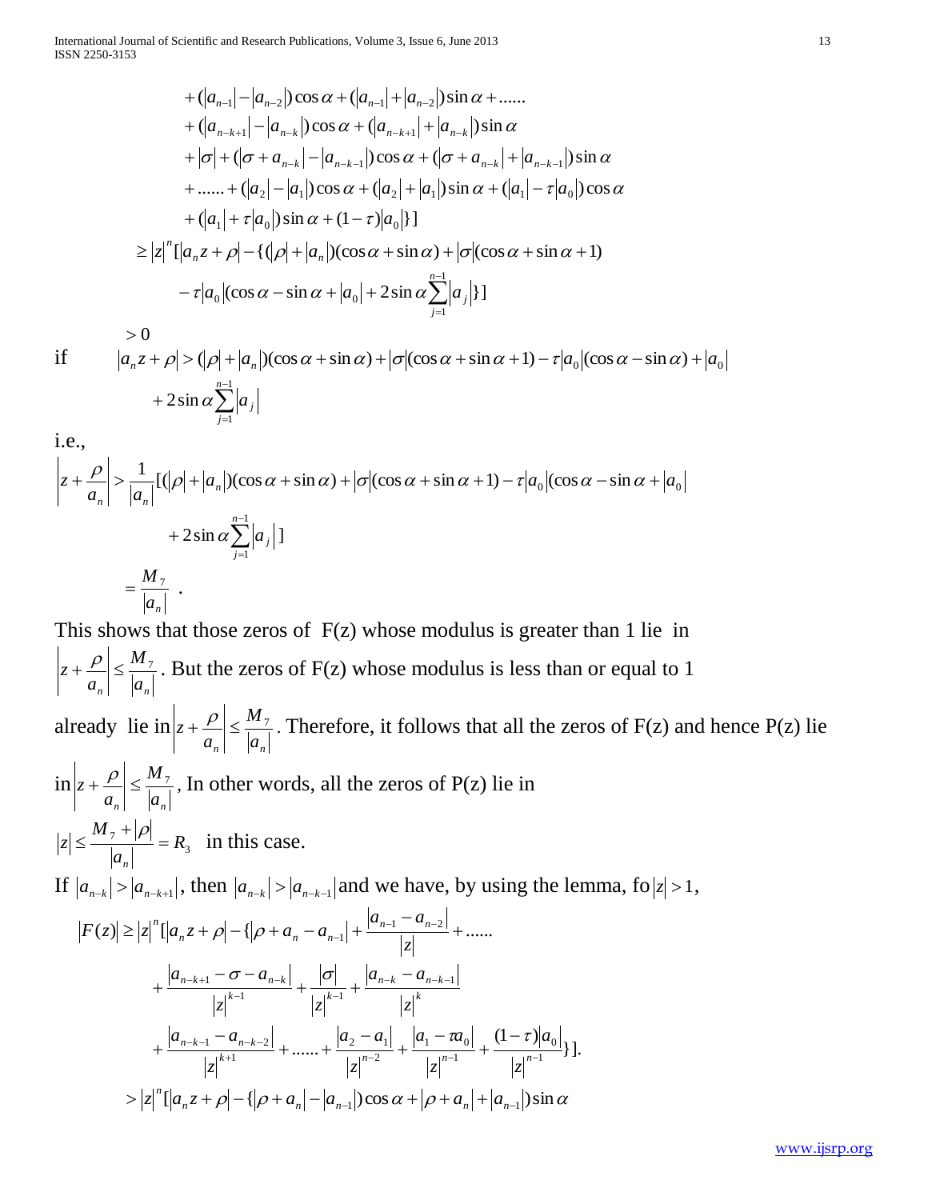$$
\begin{aligned}
&+(|a_{n-1}|-|a_{n-2}|)\cos\alpha+(|a_{n-1}|+|a_{n-2}|)\sin\alpha+......\\
&+(|a_{n-k+1}|-|a_{n-k}|)\cos\alpha+(|a_{n-k+1}|+|a_{n-k}|)\sin\alpha\\
&+|\sigma|+(|\sigma+a_{n-k}|-|a_{n-k-1}|)\cos\alpha+(|\sigma+a_{n-k}|+|a_{n-k-1}|)\sin\alpha\\
&+......+(|a_2|-|a_1|)\cos\alpha+(|a_2|+|a_1|)\sin\alpha+(|a_1|-\tau|a_0|)\cos\alpha\\
&+(|a_1|+\tau|a_0|)\sin\alpha+(1-\tau)|a_0|\}]\\
\geq{}& |z|^n[|a_nz+\rho|-\{(|\rho|+|a_n|)(\cos\alpha+\sin\alpha)+|\sigma|(\cos\alpha+\sin\alpha+1)\\
&-\tau|a_0|(\cos\alpha-\sin\alpha+|a_0|+2\sin\alpha\sum_{j=1}^{n-1}|a_j|\}]\\
>{}&0
\end{aligned}
$$

if
$$
|a_nz+\rho|>(|\rho|+|a_n|)(\cos\alpha+\sin\alpha)+|\sigma|(\cos\alpha+\sin\alpha+1)-\tau|a_0|(\cos\alpha-\sin\alpha)+|a_0|+2\sin\alpha\sum_{j=1}^{n-1}|a_j|
$$

i.e.,

$$
\begin{aligned}
\left|z+\frac{\rho}{a_n}\right|&>\frac{1}{|a_n|}[(|\rho|+|a_n|)(\cos\alpha+\sin\alpha)+|\sigma|(\cos\alpha+\sin\alpha+1)-\tau|a_0|(\cos\alpha-\sin\alpha+|a_0|\\
&\quad+2\sin\alpha\sum_{j=1}^{n-1}|a_j|]\\
&=\frac{M_7}{|a_n|}\ .
\end{aligned}
$$

This shows that those zeros of F(z) whose modulus is greater than 1 lie in $\left|z+\frac{\rho}{a_n}\right|\leq\frac{M_7}{|a_n|}$. But the zeros of F(z) whose modulus is less than or equal to 1 already lie in $\left|z+\frac{\rho}{a_n}\right|\leq\frac{M_7}{|a_n|}$. Therefore, it follows that all the zeros of F(z) and hence P(z) lie in $\left|z+\frac{\rho}{a_n}\right|\leq\frac{M_7}{|a_n|}$, In other words, all the zeros of P(z) lie in

$|z|\leq\frac{M_7+|\rho|}{|a_n|}=R_3$ in this case.

If $|a_{n-k}|>|a_{n-k+1}|$, then $|a_{n-k}|>|a_{n-k-1}|$ and we have, by using the lemma, fo $|z|>1$,

$$
\begin{aligned}
|F(z)|\geq{}& |z|^n[|a_nz+\rho|-\{|\rho+a_n-a_{n-1}|+\frac{|a_{n-1}-a_{n-2}|}{|z|}+......\\
&+\frac{|a_{n-k+1}-\sigma-a_{n-k}|}{|z|^{k-1}}+\frac{|\sigma|}{|z|^{k-1}}+\frac{|a_{n-k}-a_{n-k-1}|}{|z|^k}\\
&+\frac{|a_{n-k-1}-a_{n-k-2}|}{|z|^{k+1}}+......+\frac{|a_2-a_1|}{|z|^{n-2}}+\frac{|a_1-\tau a_0|}{|z|^{n-1}}+\frac{(1-\tau)|a_0|}{|z|^{n-1}}\}].\\
>{}& |z|^n[|a_nz+\rho|-\{|\rho+a_n|-|a_{n-1}|)\cos\alpha+|\rho+a_n|+|a_{n-1}|)\sin\alpha
\end{aligned}
$$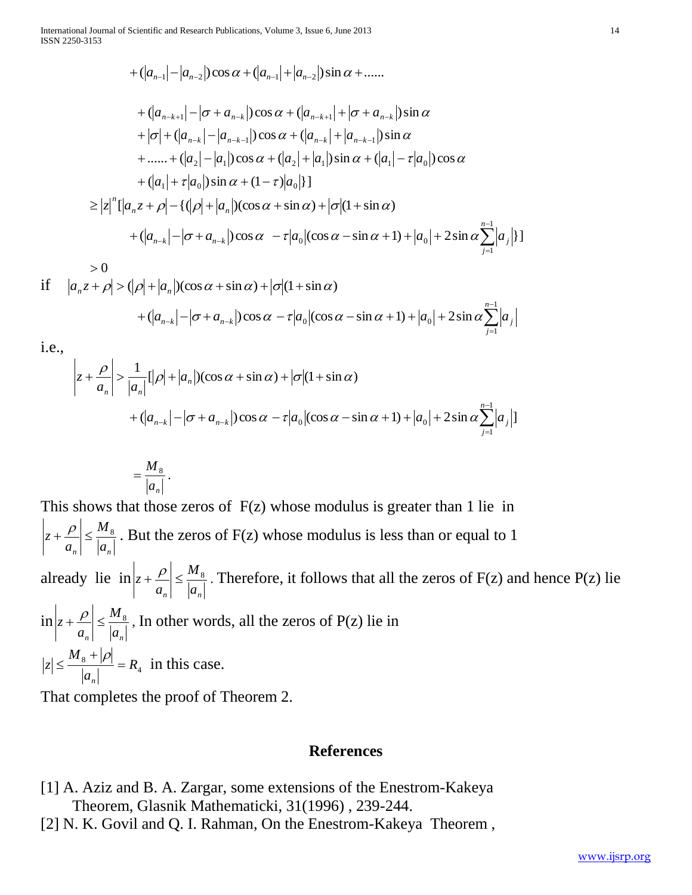$$
\begin{aligned}
&+(|a_{n-1}|-|a_{n-2}|)\cos\alpha+(|a_{n-1}|+|a_{n-2}|)\sin\alpha+\ldots\ldots \\
&+(|a_{n-k+1}|-|\sigma+a_{n-k}|)\cos\alpha+(|a_{n-k+1}|+|\sigma+a_{n-k}|)\sin\alpha \\
&+|\sigma|+(|a_{n-k}|-|a_{n-k-1}|)\cos\alpha+(|a_{n-k}|+|a_{n-k-1}|)\sin\alpha \\
&+\ldots\ldots+(|a_2|-|a_1|)\cos\alpha+(|a_2|+|a_1|)\sin\alpha+(|a_1|-\tau|a_0|)\cos\alpha \\
&+(|a_1|+\tau|a_0|)\sin\alpha+(1-\tau)|a_0|\}]
\end{aligned}
$$

$$
\begin{aligned}
&\geq |z|^n[|a_n z+\rho|-\{(|\rho|+|a_n|)(\cos\alpha+\sin\alpha)+|\sigma|(1+\sin\alpha) \\
&\quad +(|a_{n-k}|-|\sigma+a_{n-k}|)\cos\alpha\ -\tau|a_0|(\cos\alpha-\sin\alpha+1)+|a_0|+2\sin\alpha\sum_{j=1}^{n-1}|a_j|\}]
\end{aligned}
$$

$$
>0
$$

if

$$
\begin{aligned}
|a_n z+\rho| &> (|\rho|+|a_n|)(\cos\alpha+\sin\alpha)+|\sigma|(1+\sin\alpha) \\
&\quad +(|a_{n-k}|-|\sigma+a_{n-k}|)\cos\alpha\ -\tau|a_0|(\cos\alpha-\sin\alpha+1)+|a_0|+2\sin\alpha\sum_{j=1}^{n-1}|a_j|
\end{aligned}
$$

i.e.,

$$
\begin{aligned}
\left|z+\frac{\rho}{a_n}\right| &> \frac{1}{|a_n|}[|\rho|+|a_n|)(\cos\alpha+\sin\alpha)+|\sigma|(1+\sin\alpha) \\
&\quad +(|a_{n-k}|-|\sigma+a_{n-k}|)\cos\alpha\ -\tau|a_0|(\cos\alpha-\sin\alpha+1)+|a_0|+2\sin\alpha\sum_{j=1}^{n-1}|a_j|]
\end{aligned}
$$

$$
=\frac{M_8}{|a_n|}.
$$

This shows that those zeros of F(z) whose modulus is greater than 1 lie in $\left|z+\frac{\rho}{a_n}\right|\leq\frac{M_8}{|a_n|}$. But the zeros of F(z) whose modulus is less than or equal to 1 already lie in $\left|z+\frac{\rho}{a_n}\right|\leq\frac{M_8}{|a_n|}$. Therefore, it follows that all the zeros of F(z) and hence P(z) lie in $\left|z+\frac{\rho}{a_n}\right|\leq\frac{M_8}{|a_n|}$, In other words, all the zeros of P(z) lie in $|z|\leq\frac{M_8+|\rho|}{|a_n|}=R_4$ in this case.

That completes the proof of Theorem 2.

## References

[1] A. Aziz and B. A. Zargar, some extensions of the Enestrom-Kakeya Theorem, Glasnik Mathematicki, 31(1996) , 239-244.

[2] N. K. Govil and Q. I. Rahman, On the Enestrom-Kakeya Theorem ,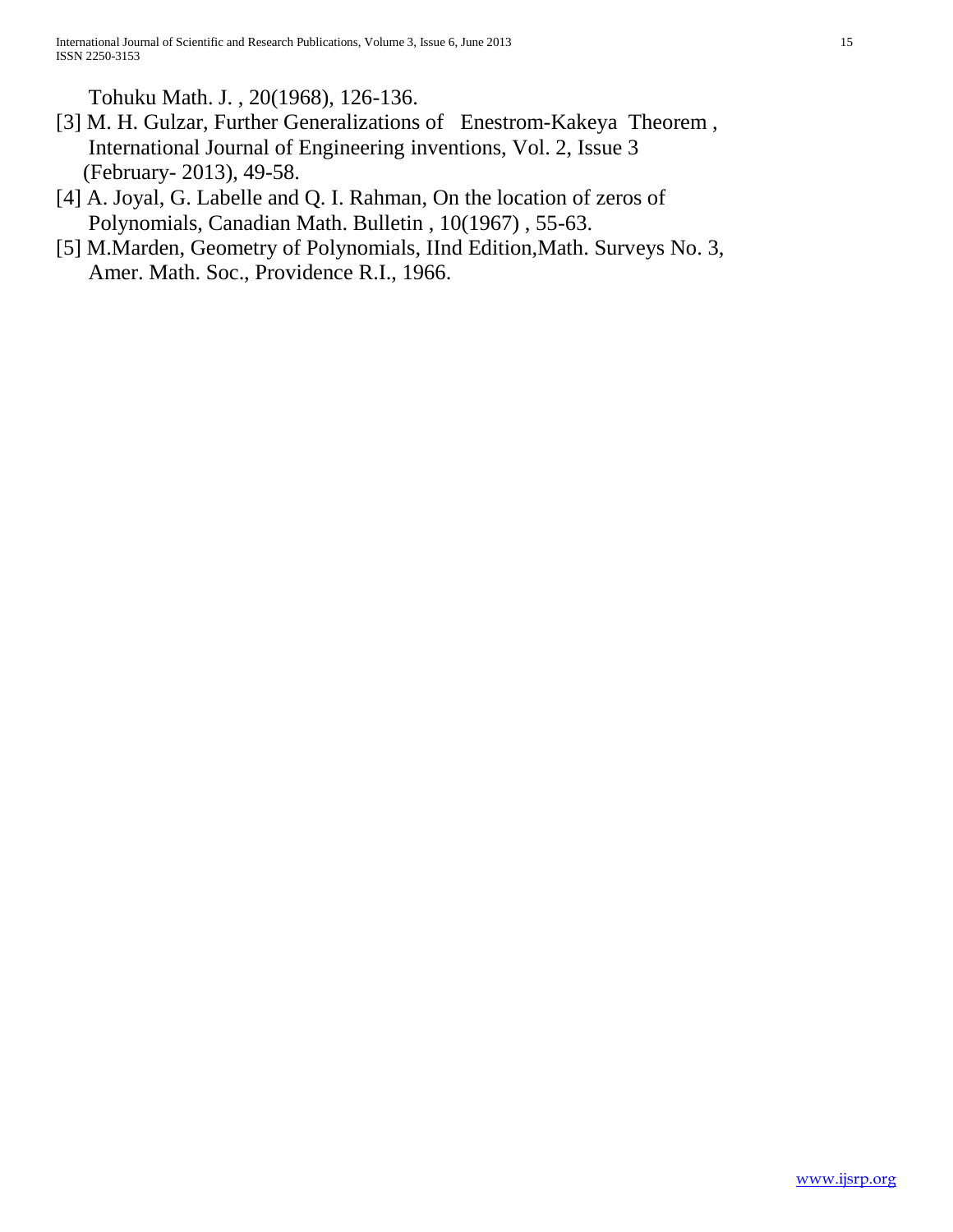Tohuku Math. J. , 20(1968), 126-136.

[3] M. H. Gulzar, Further Generalizations of Enestrom-Kakeya Theorem , International Journal of Engineering inventions, Vol. 2, Issue 3 (February- 2013), 49-58.

[4] A. Joyal, G. Labelle and Q. I. Rahman, On the location of zeros of Polynomials, Canadian Math. Bulletin , 10(1967) , 55-63.

[5] M.Marden, Geometry of Polynomials, IInd Edition,Math. Surveys No. 3, Amer. Math. Soc., Providence R.I., 1966.